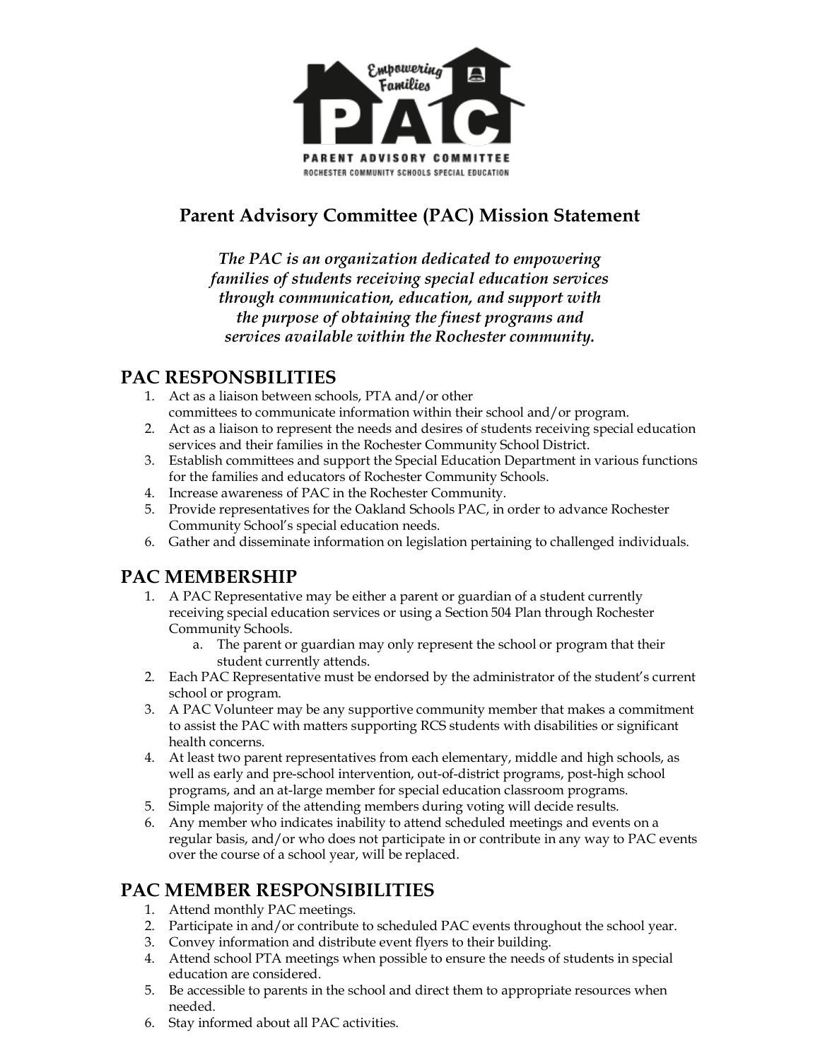# Parent Advisory Committee (PAC) Mission Statement

***The PAC is an organization dedicated to empowering families of students receiving special education services through communication, education, and support with the purpose of obtaining the finest programs and services available within the Rochester community.***

## PAC RESPONSBILITIES

1. Act as a liaison between schools, PTA and/or other committees to communicate information within their school and/or program.
2. Act as a liaison to represent the needs and desires of students receiving special education services and their families in the Rochester Community School District.
3. Establish committees and support the Special Education Department in various functions for the families and educators of Rochester Community Schools.
4. Increase awareness of PAC in the Rochester Community.
5. Provide representatives for the Oakland Schools PAC, in order to advance Rochester Community School's special education needs.
6. Gather and disseminate information on legislation pertaining to challenged individuals.

## PAC MEMBERSHIP

1. A PAC Representative may be either a parent or guardian of a student currently receiving special education services or using a Section 504 Plan through Rochester Community Schools.
   a. The parent or guardian may only represent the school or program that their student currently attends.
2. Each PAC Representative must be endorsed by the administrator of the student's current school or program.
3. A PAC Volunteer may be any supportive community member that makes a commitment to assist the PAC with matters supporting RCS students with disabilities or significant health concerns.
4. At least two parent representatives from each elementary, middle and high schools, as well as early and pre-school intervention, out-of-district programs, post-high school programs, and an at-large member for special education classroom programs.
5. Simple majority of the attending members during voting will decide results.
6. Any member who indicates inability to attend scheduled meetings and events on a regular basis, and/or who does not participate in or contribute in any way to PAC events over the course of a school year, will be replaced.

## PAC MEMBER RESPONSIBILITIES

1. Attend monthly PAC meetings.
2. Participate in and/or contribute to scheduled PAC events throughout the school year.
3. Convey information and distribute event flyers to their building.
4. Attend school PTA meetings when possible to ensure the needs of students in special education are considered.
5. Be accessible to parents in the school and direct them to appropriate resources when needed.
6. Stay informed about all PAC activities.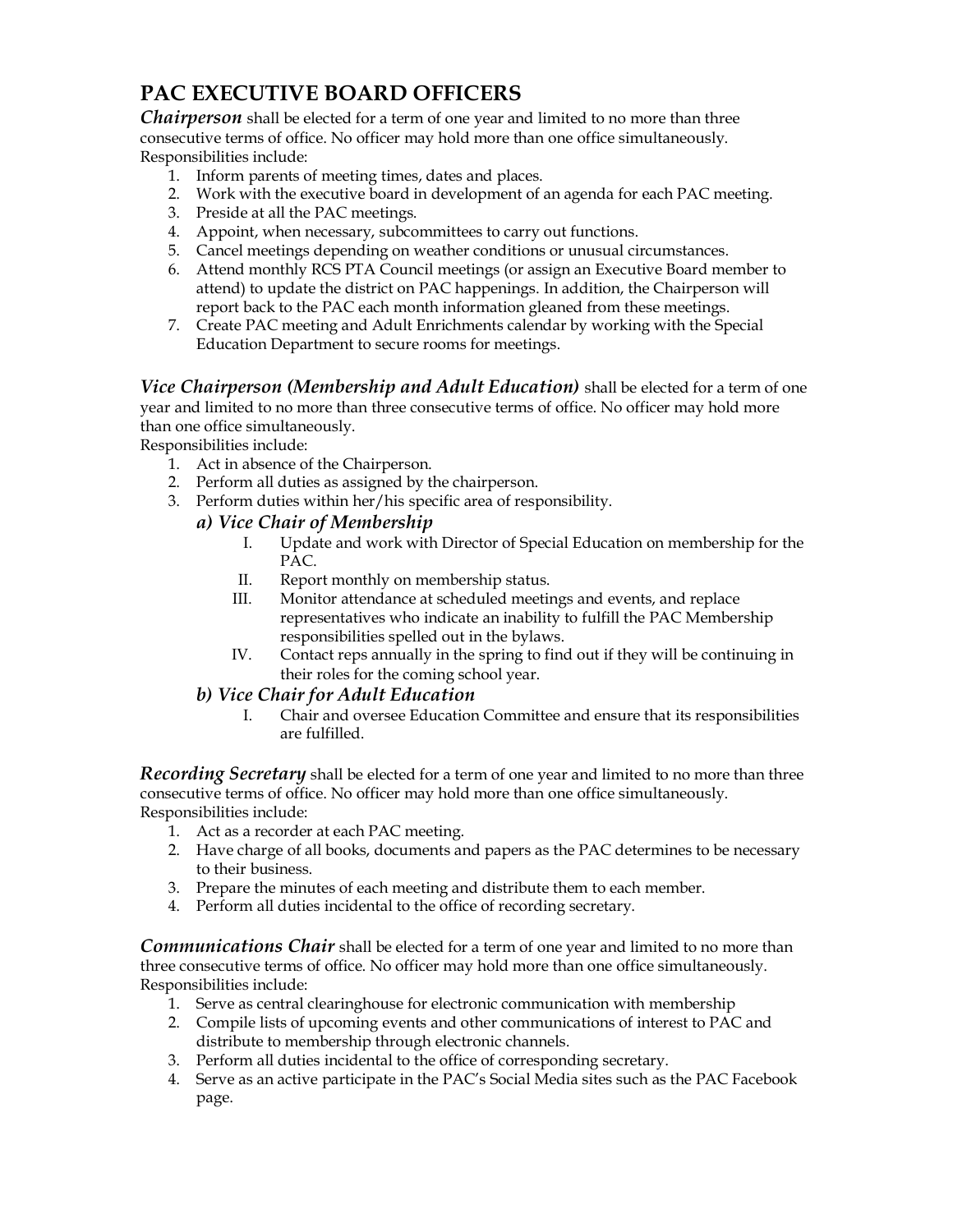## PAC EXECUTIVE BOARD OFFICERS

***Chairperson*** shall be elected for a term of one year and limited to no more than three consecutive terms of office. No officer may hold more than one office simultaneously.
Responsibilities include:

1. Inform parents of meeting times, dates and places.
2. Work with the executive board in development of an agenda for each PAC meeting.
3. Preside at all the PAC meetings.
4. Appoint, when necessary, subcommittees to carry out functions.
5. Cancel meetings depending on weather conditions or unusual circumstances.
6. Attend monthly RCS PTA Council meetings (or assign an Executive Board member to attend) to update the district on PAC happenings. In addition, the Chairperson will report back to the PAC each month information gleaned from these meetings.
7. Create PAC meeting and Adult Enrichments calendar by working with the Special Education Department to secure rooms for meetings.

***Vice Chairperson (Membership and Adult Education)*** shall be elected for a term of one year and limited to no more than three consecutive terms of office. No officer may hold more than one office simultaneously.
Responsibilities include:

1. Act in absence of the Chairperson.
2. Perform all duties as assigned by the chairperson.
3. Perform duties within her/his specific area of responsibility.

***a) Vice Chair of Membership***

I. Update and work with Director of Special Education on membership for the PAC.
II. Report monthly on membership status.
III. Monitor attendance at scheduled meetings and events, and replace representatives who indicate an inability to fulfill the PAC Membership responsibilities spelled out in the bylaws.
IV. Contact reps annually in the spring to find out if they will be continuing in their roles for the coming school year.

***b) Vice Chair for Adult Education***

I. Chair and oversee Education Committee and ensure that its responsibilities are fulfilled.

***Recording Secretary*** shall be elected for a term of one year and limited to no more than three consecutive terms of office. No officer may hold more than one office simultaneously.
Responsibilities include:

1. Act as a recorder at each PAC meeting.
2. Have charge of all books, documents and papers as the PAC determines to be necessary to their business.
3. Prepare the minutes of each meeting and distribute them to each member.
4. Perform all duties incidental to the office of recording secretary.

***Communications Chair*** shall be elected for a term of one year and limited to no more than three consecutive terms of office. No officer may hold more than one office simultaneously.
Responsibilities include:

1. Serve as central clearinghouse for electronic communication with membership
2. Compile lists of upcoming events and other communications of interest to PAC and distribute to membership through electronic channels.
3. Perform all duties incidental to the office of corresponding secretary.
4. Serve as an active participate in the PAC's Social Media sites such as the PAC Facebook page.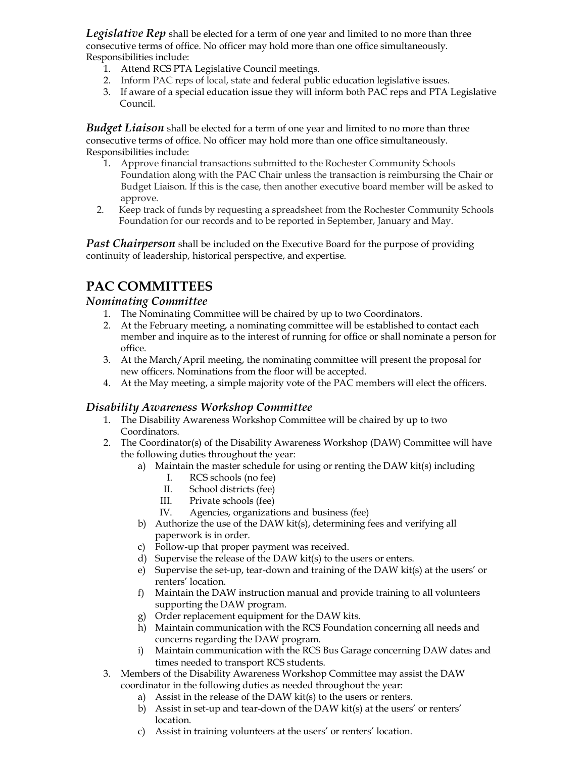***Legislative Rep*** shall be elected for a term of one year and limited to no more than three consecutive terms of office. No officer may hold more than one office simultaneously. Responsibilities include:

1. Attend RCS PTA Legislative Council meetings.
2. Inform PAC reps of local, state and federal public education legislative issues.
3. If aware of a special education issue they will inform both PAC reps and PTA Legislative Council.

***Budget Liaison*** shall be elected for a term of one year and limited to no more than three consecutive terms of office. No officer may hold more than one office simultaneously. Responsibilities include:

1. Approve financial transactions submitted to the Rochester Community Schools Foundation along with the PAC Chair unless the transaction is reimbursing the Chair or Budget Liaison. If this is the case, then another executive board member will be asked to approve.
2. Keep track of funds by requesting a spreadsheet from the Rochester Community Schools Foundation for our records and to be reported in September, January and May.

***Past Chairperson*** shall be included on the Executive Board for the purpose of providing continuity of leadership, historical perspective, and expertise.

## PAC COMMITTEES

### *Nominating Committee*

1. The Nominating Committee will be chaired by up to two Coordinators.
2. At the February meeting, a nominating committee will be established to contact each member and inquire as to the interest of running for office or shall nominate a person for office.
3. At the March/April meeting, the nominating committee will present the proposal for new officers. Nominations from the floor will be accepted.
4. At the May meeting, a simple majority vote of the PAC members will elect the officers.

### *Disability Awareness Workshop Committee*

1. The Disability Awareness Workshop Committee will be chaired by up to two Coordinators.
2. The Coordinator(s) of the Disability Awareness Workshop (DAW) Committee will have the following duties throughout the year:
   a) Maintain the master schedule for using or renting the DAW kit(s) including
      I. RCS schools (no fee)
      II. School districts (fee)
      III. Private schools (fee)
      IV. Agencies, organizations and business (fee)
   b) Authorize the use of the DAW kit(s), determining fees and verifying all paperwork is in order.
   c) Follow-up that proper payment was received.
   d) Supervise the release of the DAW kit(s) to the users or enters.
   e) Supervise the set-up, tear-down and training of the DAW kit(s) at the users' or renters' location.
   f) Maintain the DAW instruction manual and provide training to all volunteers supporting the DAW program.
   g) Order replacement equipment for the DAW kits.
   h) Maintain communication with the RCS Foundation concerning all needs and concerns regarding the DAW program.
   i) Maintain communication with the RCS Bus Garage concerning DAW dates and times needed to transport RCS students.
3. Members of the Disability Awareness Workshop Committee may assist the DAW coordinator in the following duties as needed throughout the year:
   a) Assist in the release of the DAW kit(s) to the users or renters.
   b) Assist in set-up and tear-down of the DAW kit(s) at the users' or renters' location.
   c) Assist in training volunteers at the users' or renters' location.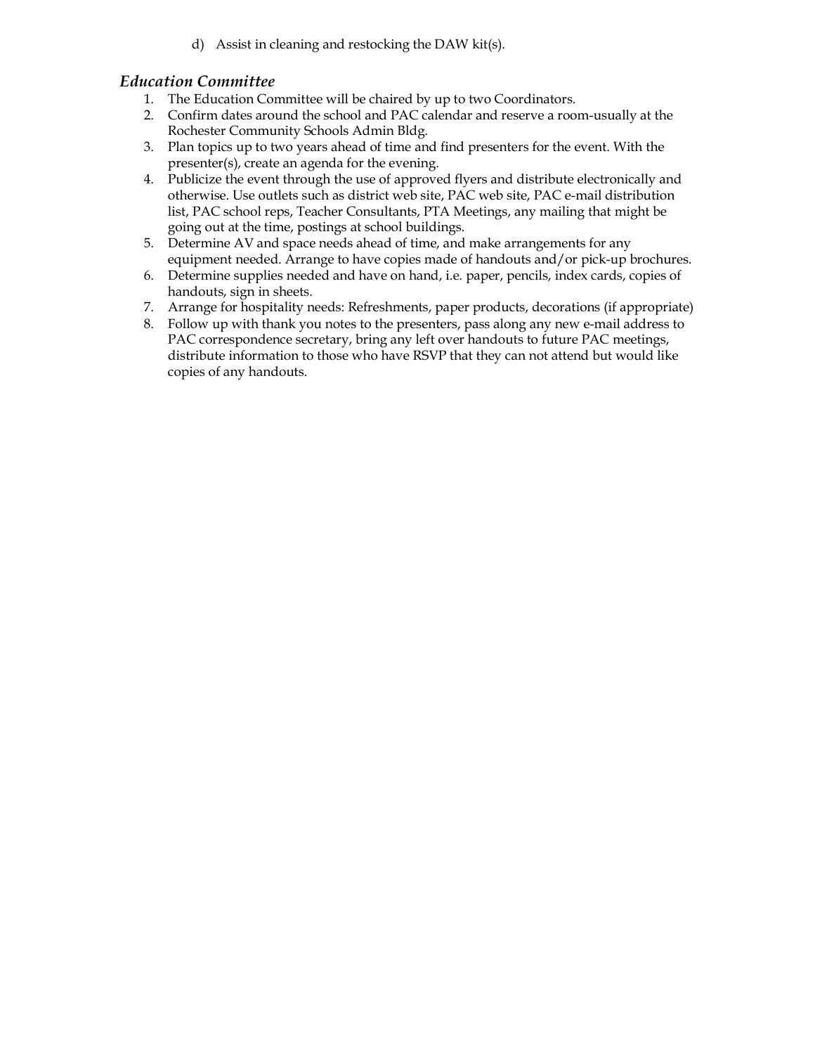d) Assist in cleaning and restocking the DAW kit(s).

### *Education Committee*

1. The Education Committee will be chaired by up to two Coordinators.
2. Confirm dates around the school and PAC calendar and reserve a room-usually at the Rochester Community Schools Admin Bldg.
3. Plan topics up to two years ahead of time and find presenters for the event. With the presenter(s), create an agenda for the evening.
4. Publicize the event through the use of approved flyers and distribute electronically and otherwise. Use outlets such as district web site, PAC web site, PAC e-mail distribution list, PAC school reps, Teacher Consultants, PTA Meetings, any mailing that might be going out at the time, postings at school buildings.
5. Determine AV and space needs ahead of time, and make arrangements for any equipment needed. Arrange to have copies made of handouts and/or pick-up brochures.
6. Determine supplies needed and have on hand, i.e. paper, pencils, index cards, copies of handouts, sign in sheets.
7. Arrange for hospitality needs: Refreshments, paper products, decorations (if appropriate)
8. Follow up with thank you notes to the presenters, pass along any new e-mail address to PAC correspondence secretary, bring any left over handouts to future PAC meetings, distribute information to those who have RSVP that they can not attend but would like copies of any handouts.